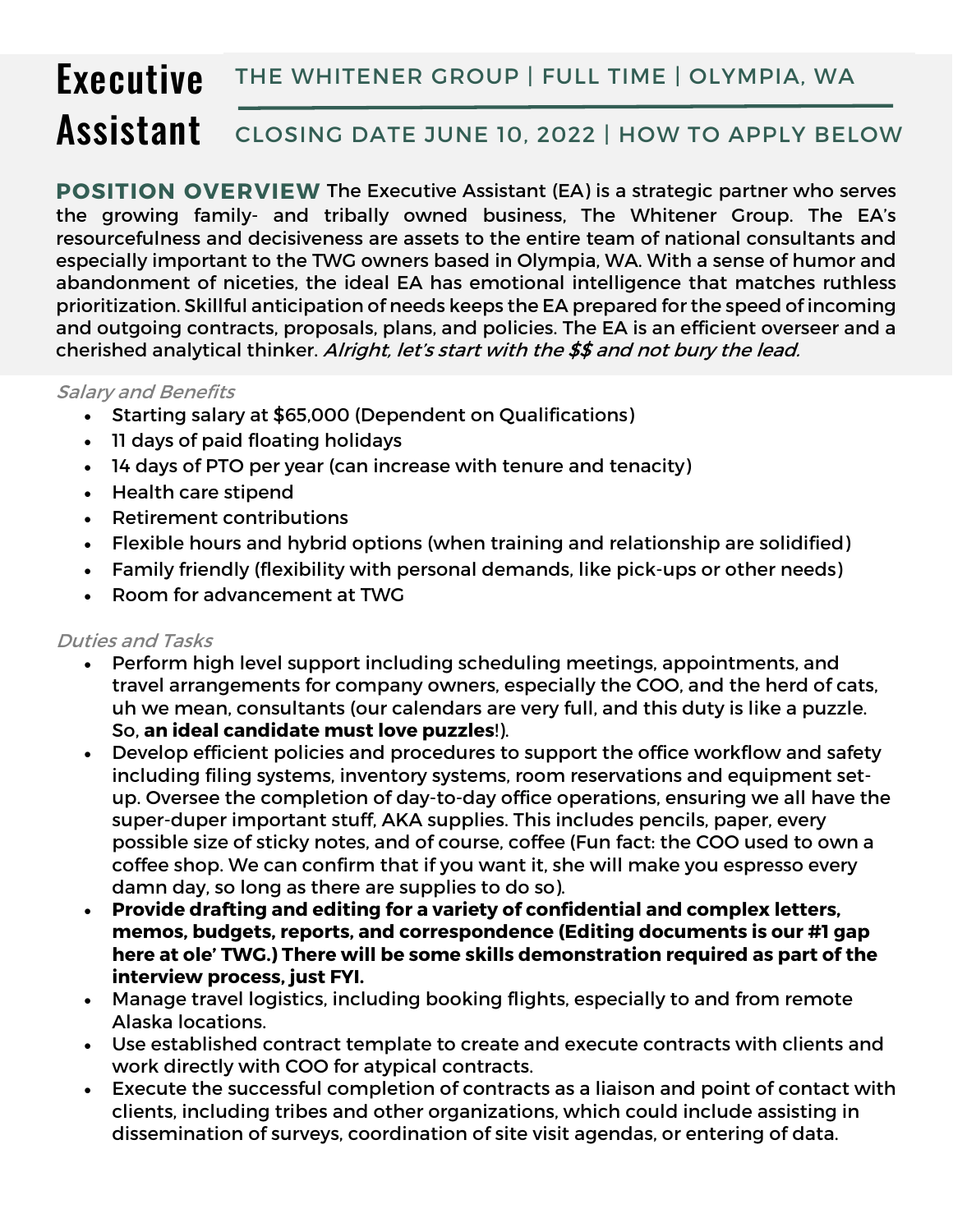# Executive Assistant

THE WHITENER GROUP | FULL TIME | OLYMPIA, WA

CLOSING DATE JUNE 10, 2022 | HOW TO APPLY BELOW

**POSITION OVERVIEW** The Executive Assistant (EA) is a strategic partner who serves the growing family- and tribally owned business, The Whitener Group. The EA's resourcefulness and decisiveness are assets to the entire team of national consultants and especially important to the TWG owners based in Olympia, WA. With a sense of humor and abandonment of niceties, the ideal EA has emotional intelligence that matches ruthless prioritization. Skillful anticipation of needs keeps the EA prepared for the speed of incoming and outgoing contracts, proposals, plans, and policies. The EA is an efficient overseer and a cherished analytical thinker. *Alright, let's start with the $$ and not bury the lead.*

*Salary and Benefits*

- Starting salary at $65,000 (Dependent on Qualifications)
- 11 days of paid floating holidays
- 14 days of PTO per year (can increase with tenure and tenacity)
- Health care stipend
- Retirement contributions
- Flexible hours and hybrid options (when training and relationship are solidified)
- Family friendly (flexibility with personal demands, like pick-ups or other needs)
- Room for advancement at TWG

*Duties and Tasks*

- Perform high level support including scheduling meetings, appointments, and travel arrangements for company owners, especially the COO, and the herd of cats, uh we mean, consultants (our calendars are very full, and this duty is like a puzzle. So, **an ideal candidate must love puzzles**!).
- Develop efficient policies and procedures to support the office workflow and safety including filing systems, inventory systems, room reservations and equipment set-up. Oversee the completion of day-to-day office operations, ensuring we all have the super-duper important stuff, AKA supplies. This includes pencils, paper, every possible size of sticky notes, and of course, coffee (Fun fact: the COO used to own a coffee shop. We can confirm that if you want it, she will make you espresso every damn day, so long as there are supplies to do so).
- **Provide drafting and editing for a variety of confidential and complex letters, memos, budgets, reports, and correspondence (Editing documents is our #1 gap here at ole' TWG.) There will be some skills demonstration required as part of the interview process, just FYI.**
- Manage travel logistics, including booking flights, especially to and from remote Alaska locations.
- Use established contract template to create and execute contracts with clients and work directly with COO for atypical contracts.
- Execute the successful completion of contracts as a liaison and point of contact with clients, including tribes and other organizations, which could include assisting in dissemination of surveys, coordination of site visit agendas, or entering of data.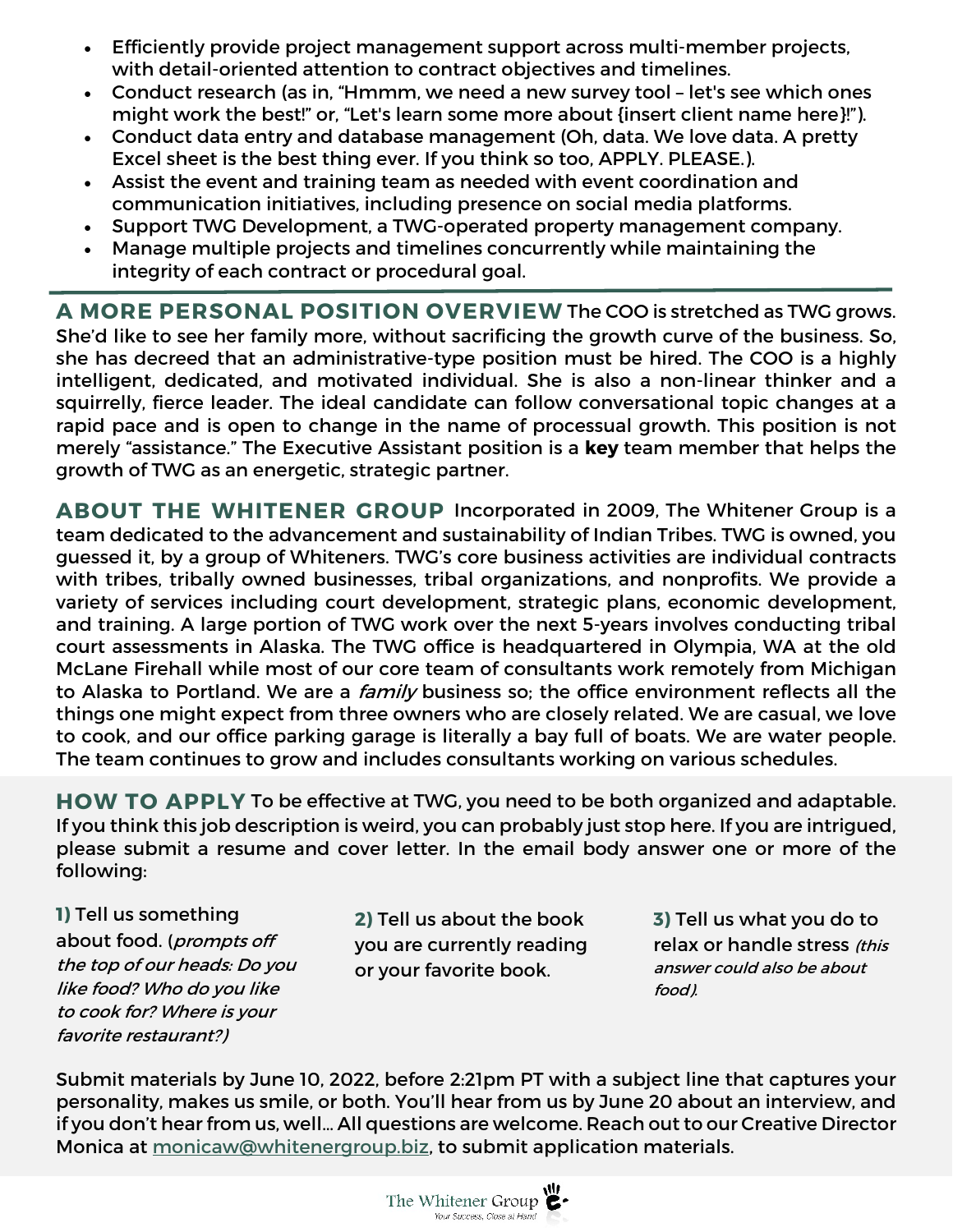- Efficiently provide project management support across multi-member projects, with detail-oriented attention to contract objectives and timelines.
- Conduct research (as in, "Hmmm, we need a new survey tool – let's see which ones might work the best!" or, "Let's learn some more about {insert client name here}!").
- Conduct data entry and database management (Oh, data. We love data. A pretty Excel sheet is the best thing ever. If you think so too, APPLY. PLEASE.).
- Assist the event and training team as needed with event coordination and communication initiatives, including presence on social media platforms.
- Support TWG Development, a TWG-operated property management company.
- Manage multiple projects and timelines concurrently while maintaining the integrity of each contract or procedural goal.

**A MORE PERSONAL POSITION OVERVIEW** The COO is stretched as TWG grows. She'd like to see her family more, without sacrificing the growth curve of the business. So, she has decreed that an administrative-type position must be hired. The COO is a highly intelligent, dedicated, and motivated individual. She is also a non-linear thinker and a squirrelly, fierce leader. The ideal candidate can follow conversational topic changes at a rapid pace and is open to change in the name of processual growth. This position is not merely "assistance." The Executive Assistant position is a **key** team member that helps the growth of TWG as an energetic, strategic partner.

**ABOUT THE WHITENER GROUP** Incorporated in 2009, The Whitener Group is a team dedicated to the advancement and sustainability of Indian Tribes. TWG is owned, you guessed it, by a group of Whiteners. TWG's core business activities are individual contracts with tribes, tribally owned businesses, tribal organizations, and nonprofits. We provide a variety of services including court development, strategic plans, economic development, and training. A large portion of TWG work over the next 5-years involves conducting tribal court assessments in Alaska. The TWG office is headquartered in Olympia, WA at the old McLane Firehall while most of our core team of consultants work remotely from Michigan to Alaska to Portland. We are a *family* business so; the office environment reflects all the things one might expect from three owners who are closely related. We are casual, we love to cook, and our office parking garage is literally a bay full of boats. We are water people. The team continues to grow and includes consultants working on various schedules.

**HOW TO APPLY** To be effective at TWG, you need to be both organized and adaptable. If you think this job description is weird, you can probably just stop here. If you are intrigued, please submit a resume and cover letter. In the email body answer one or more of the following:

**1)** Tell us something about food. (*prompts off the top of our heads: Do you like food? Who do you like to cook for? Where is your favorite restaurant?)*

**2)** Tell us about the book you are currently reading or your favorite book.

**3)** Tell us what you do to relax or handle stress *(this answer could also be about food).*

Submit materials by June 10, 2022, before 2:21pm PT with a subject line that captures your personality, makes us smile, or both. You'll hear from us by June 20 about an interview, and if you don't hear from us, well... All questions are welcome. Reach out to our Creative Director Monica at monicaw@whitenergroup.biz, to submit application materials.

The Whitener Group
Your Success, Close at Hand